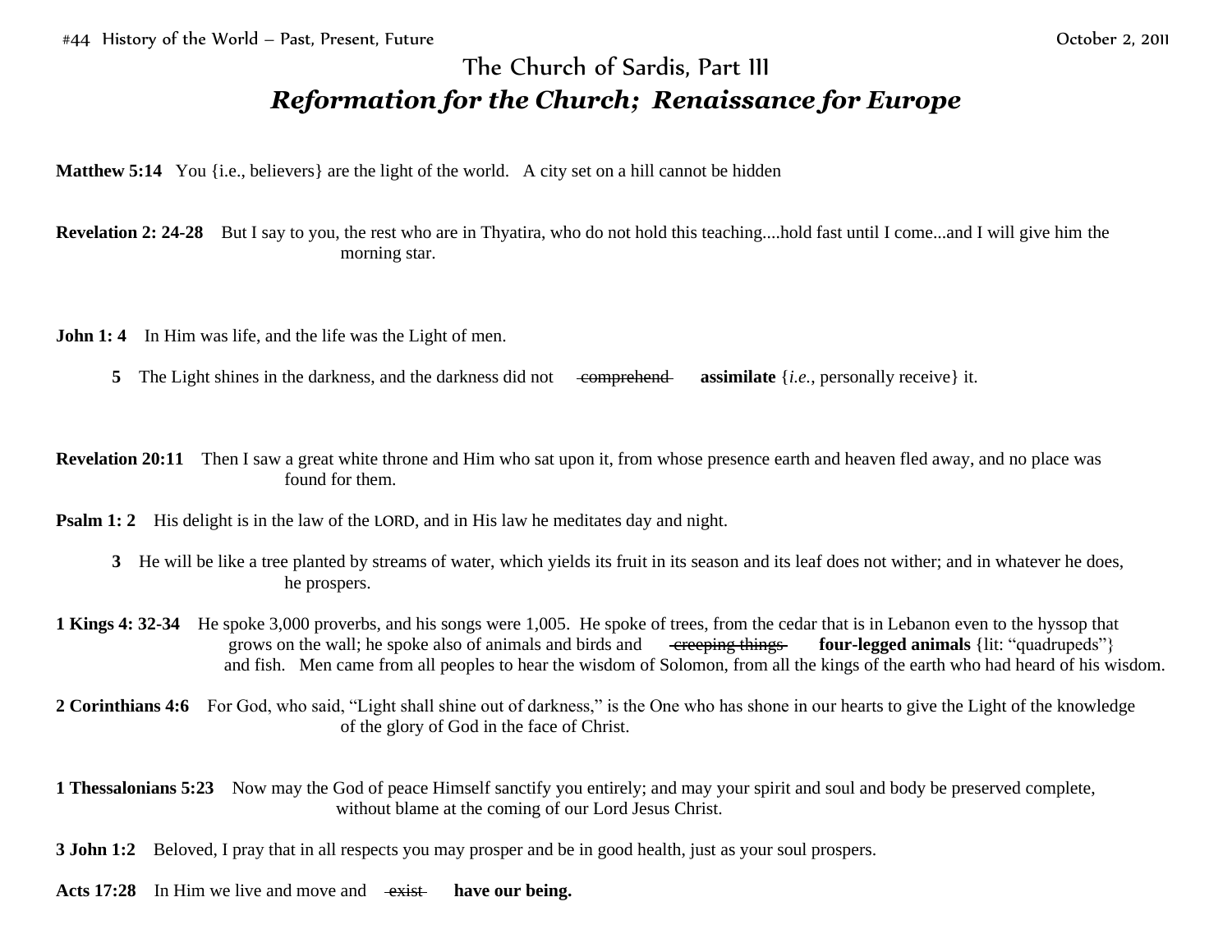# The Church of Sardis, Part III

## *Reformation for the Church; Renaissance for Europe*

**Matthew 5:14** You {i.e., believers} are the light of the world. A city set on a hill cannot be hidden

**Revelation 2: 24-28** But I say to you, the rest who are in Thyatira, who do not hold this teaching....hold fast until I come...and I will give him the morning star.

**John 1: 4** In Him was life, and the life was the Light of men.

**5** The Light shines in the darkness, and the darkness did not ~~comprehend~~ **assimilate** {*i.e.*, personally receive} it.

**Revelation 20:11** Then I saw a great white throne and Him who sat upon it, from whose presence earth and heaven fled away, and no place was found for them.

**Psalm 1: 2** His delight is in the law of the LORD, and in His law he meditates day and night.

**3** He will be like a tree planted by streams of water, which yields its fruit in its season and its leaf does not wither; and in whatever he does, he prospers.

**1 Kings 4: 32-34** He spoke 3,000 proverbs, and his songs were 1,005. He spoke of trees, from the cedar that is in Lebanon even to the hyssop that grows on the wall; he spoke also of animals and birds and ~~creeping things~~ **four-legged animals** {lit: "quadrupeds"} and fish. Men came from all peoples to hear the wisdom of Solomon, from all the kings of the earth who had heard of his wisdom.

**2 Corinthians 4:6** For God, who said, "Light shall shine out of darkness," is the One who has shone in our hearts to give the Light of the knowledge of the glory of God in the face of Christ.

**1 Thessalonians 5:23** Now may the God of peace Himself sanctify you entirely; and may your spirit and soul and body be preserved complete, without blame at the coming of our Lord Jesus Christ.

**3 John 1:2** Beloved, I pray that in all respects you may prosper and be in good health, just as your soul prospers.

**Acts 17:28** In Him we live and move and ~~exist~~ **have our being.**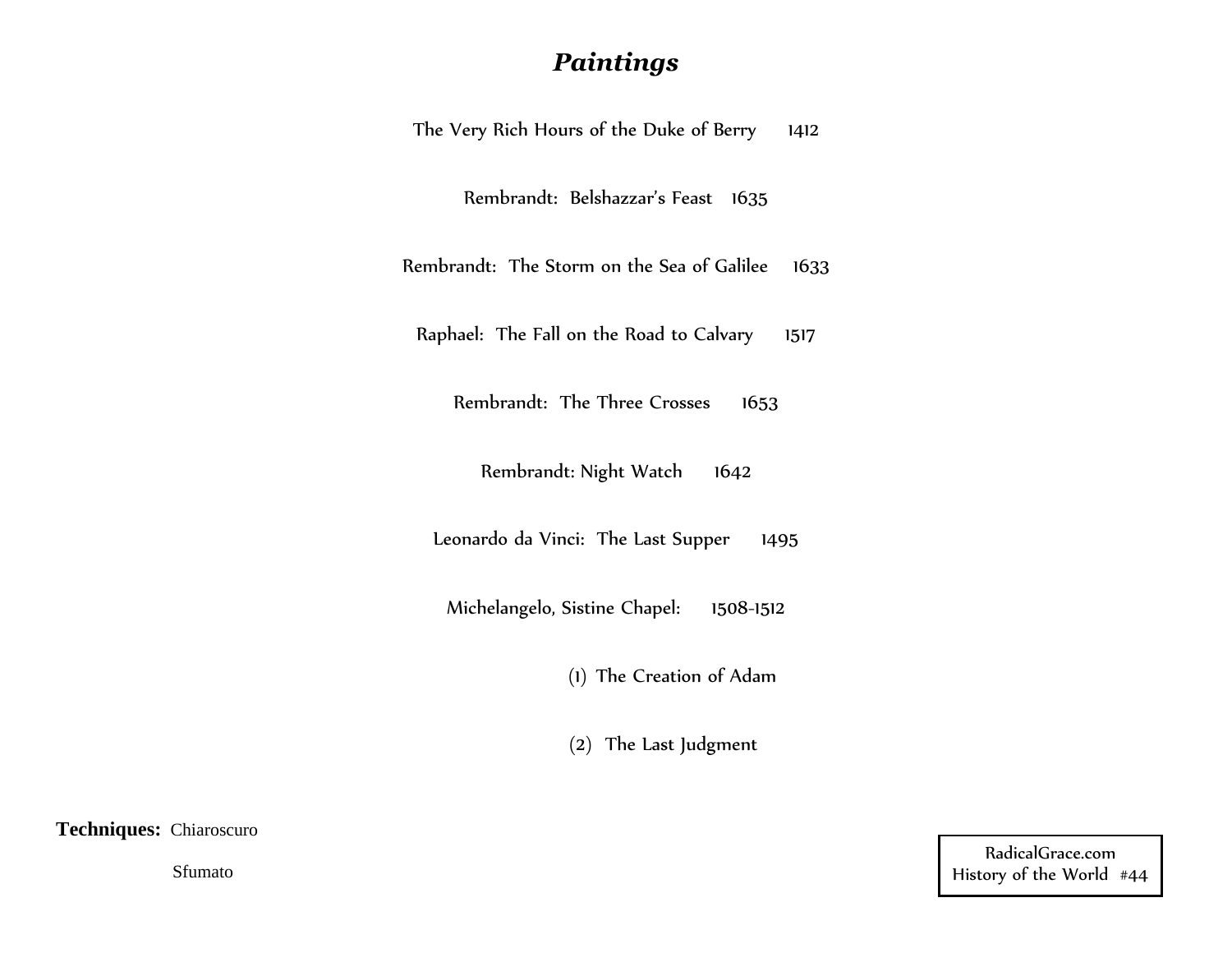## *Paintings*

The Very Rich Hours of the Duke of Berry 1412

Rembrandt: Belshazzar's Feast 1635

Rembrandt: The Storm on the Sea of Galilee 1633

Raphael: The Fall on the Road to Calvary 1517

Rembrandt: The Three Crosses 1653

Rembrandt: Night Watch 1642

Leonardo da Vinci: The Last Supper 1495

Michelangelo, Sistine Chapel: 1508-1512

(1) The Creation of Adam

(2) The Last Judgment

**Techniques:** Chiaroscuro

Sfumato

RadicalGrace.com
History of the World #44